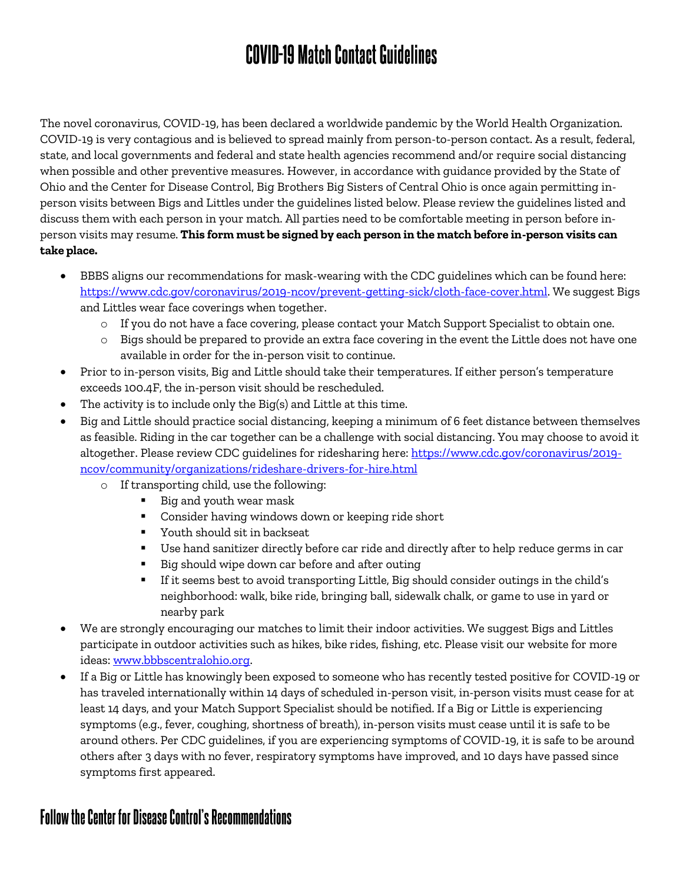# COVID-19 Match Contact Guidelines

The novel coronavirus, COVID-19, has been declared a worldwide pandemic by the World Health Organization. COVID-19 is very contagious and is believed to spread mainly from person-to-person contact. As a result, federal, state, and local governments and federal and state health agencies recommend and/or require social distancing when possible and other preventive measures. However, in accordance with guidance provided by the State of Ohio and the Center for Disease Control, Big Brothers Big Sisters of Central Ohio is once again permitting in-person visits between Bigs and Littles under the guidelines listed below. Please review the guidelines listed and discuss them with each person in your match. All parties need to be comfortable meeting in person before in-person visits may resume. **This form must be signed by each person in the match before in-person visits can take place.**

- BBBS aligns our recommendations for mask-wearing with the CDC guidelines which can be found here: [https://www.cdc.gov/coronavirus/2019-ncov/prevent-getting-sick/cloth-face-cover.html](https://www.cdc.gov/coronavirus/2019-ncov/prevent-getting-sick/cloth-face-cover.html). We suggest Bigs and Littles wear face coverings when together.
  - If you do not have a face covering, please contact your Match Support Specialist to obtain one.
  - Bigs should be prepared to provide an extra face covering in the event the Little does not have one available in order for the in-person visit to continue.
- Prior to in-person visits, Big and Little should take their temperatures. If either person's temperature exceeds 100.4F, the in-person visit should be rescheduled.
- The activity is to include only the Big(s) and Little at this time.
- Big and Little should practice social distancing, keeping a minimum of 6 feet distance between themselves as feasible. Riding in the car together can be a challenge with social distancing. You may choose to avoid it altogether. Please review CDC guidelines for ridesharing here: [https://www.cdc.gov/coronavirus/2019-ncov/community/organizations/rideshare-drivers-for-hire.html](https://www.cdc.gov/coronavirus/2019-ncov/community/organizations/rideshare-drivers-for-hire.html)
  - If transporting child, use the following:
    - Big and youth wear mask
    - Consider having windows down or keeping ride short
    - Youth should sit in backseat
    - Use hand sanitizer directly before car ride and directly after to help reduce germs in car
    - Big should wipe down car before and after outing
    - If it seems best to avoid transporting Little, Big should consider outings in the child's neighborhood: walk, bike ride, bringing ball, sidewalk chalk, or game to use in yard or nearby park
- We are strongly encouraging our matches to limit their indoor activities. We suggest Bigs and Littles participate in outdoor activities such as hikes, bike rides, fishing, etc. Please visit our website for more ideas: [www.bbbscentralohio.org](www.bbbscentralohio.org).
- If a Big or Little has knowingly been exposed to someone who has recently tested positive for COVID-19 or has traveled internationally within 14 days of scheduled in-person visit, in-person visits must cease for at least 14 days, and your Match Support Specialist should be notified. If a Big or Little is experiencing symptoms (e.g., fever, coughing, shortness of breath), in-person visits must cease until it is safe to be around others. Per CDC guidelines, if you are experiencing symptoms of COVID-19, it is safe to be around others after 3 days with no fever, respiratory symptoms have improved, and 10 days have passed since symptoms first appeared.

## Follow the Center for Disease Control's Recommendations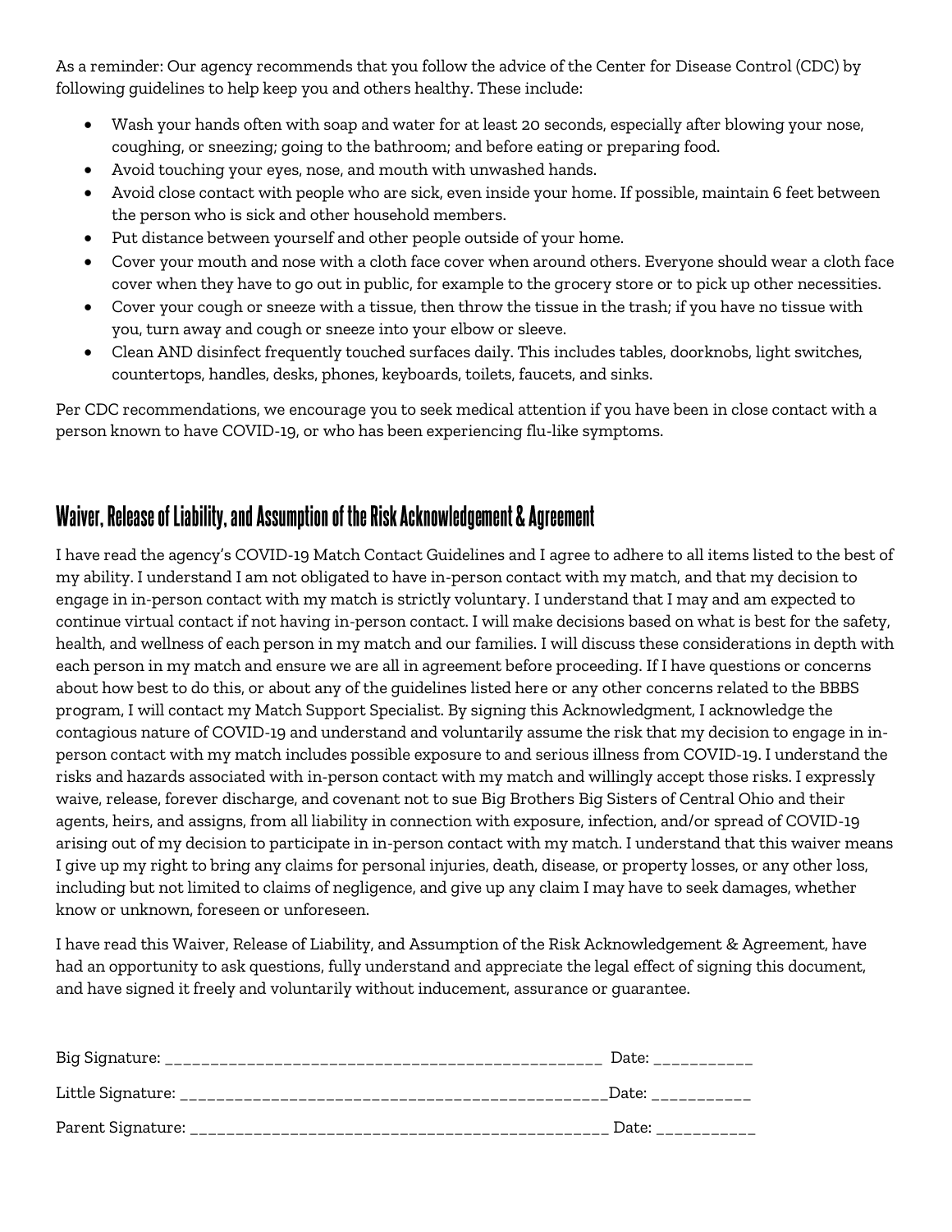As a reminder: Our agency recommends that you follow the advice of the Center for Disease Control (CDC) by following guidelines to help keep you and others healthy. These include:

- Wash your hands often with soap and water for at least 20 seconds, especially after blowing your nose, coughing, or sneezing; going to the bathroom; and before eating or preparing food.
- Avoid touching your eyes, nose, and mouth with unwashed hands.
- Avoid close contact with people who are sick, even inside your home. If possible, maintain 6 feet between the person who is sick and other household members.
- Put distance between yourself and other people outside of your home.
- Cover your mouth and nose with a cloth face cover when around others. Everyone should wear a cloth face cover when they have to go out in public, for example to the grocery store or to pick up other necessities.
- Cover your cough or sneeze with a tissue, then throw the tissue in the trash; if you have no tissue with you, turn away and cough or sneeze into your elbow or sleeve.
- Clean AND disinfect frequently touched surfaces daily. This includes tables, doorknobs, light switches, countertops, handles, desks, phones, keyboards, toilets, faucets, and sinks.

Per CDC recommendations, we encourage you to seek medical attention if you have been in close contact with a person known to have COVID-19, or who has been experiencing flu-like symptoms.

## Waiver, Release of Liability, and Assumption of the Risk Acknowledgement & Agreement

I have read the agency's COVID-19 Match Contact Guidelines and I agree to adhere to all items listed to the best of my ability. I understand I am not obligated to have in-person contact with my match, and that my decision to engage in in-person contact with my match is strictly voluntary. I understand that I may and am expected to continue virtual contact if not having in-person contact. I will make decisions based on what is best for the safety, health, and wellness of each person in my match and our families. I will discuss these considerations in depth with each person in my match and ensure we are all in agreement before proceeding. If I have questions or concerns about how best to do this, or about any of the guidelines listed here or any other concerns related to the BBBS program, I will contact my Match Support Specialist. By signing this Acknowledgment, I acknowledge the contagious nature of COVID-19 and understand and voluntarily assume the risk that my decision to engage in in-person contact with my match includes possible exposure to and serious illness from COVID-19. I understand the risks and hazards associated with in-person contact with my match and willingly accept those risks. I expressly waive, release, forever discharge, and covenant not to sue Big Brothers Big Sisters of Central Ohio and their agents, heirs, and assigns, from all liability in connection with exposure, infection, and/or spread of COVID-19 arising out of my decision to participate in in-person contact with my match. I understand that this waiver means I give up my right to bring any claims for personal injuries, death, disease, or property losses, or any other loss, including but not limited to claims of negligence, and give up any claim I may have to seek damages, whether know or unknown, foreseen or unforeseen.

I have read this Waiver, Release of Liability, and Assumption of the Risk Acknowledgement & Agreement, have had an opportunity to ask questions, fully understand and appreciate the legal effect of signing this document, and have signed it freely and voluntarily without inducement, assurance or guarantee.

Big Signature: ________________________________________________ Date: ___________

Little Signature: ______________________________________________Date: ___________

Parent Signature: _____________________________________________ Date: ___________